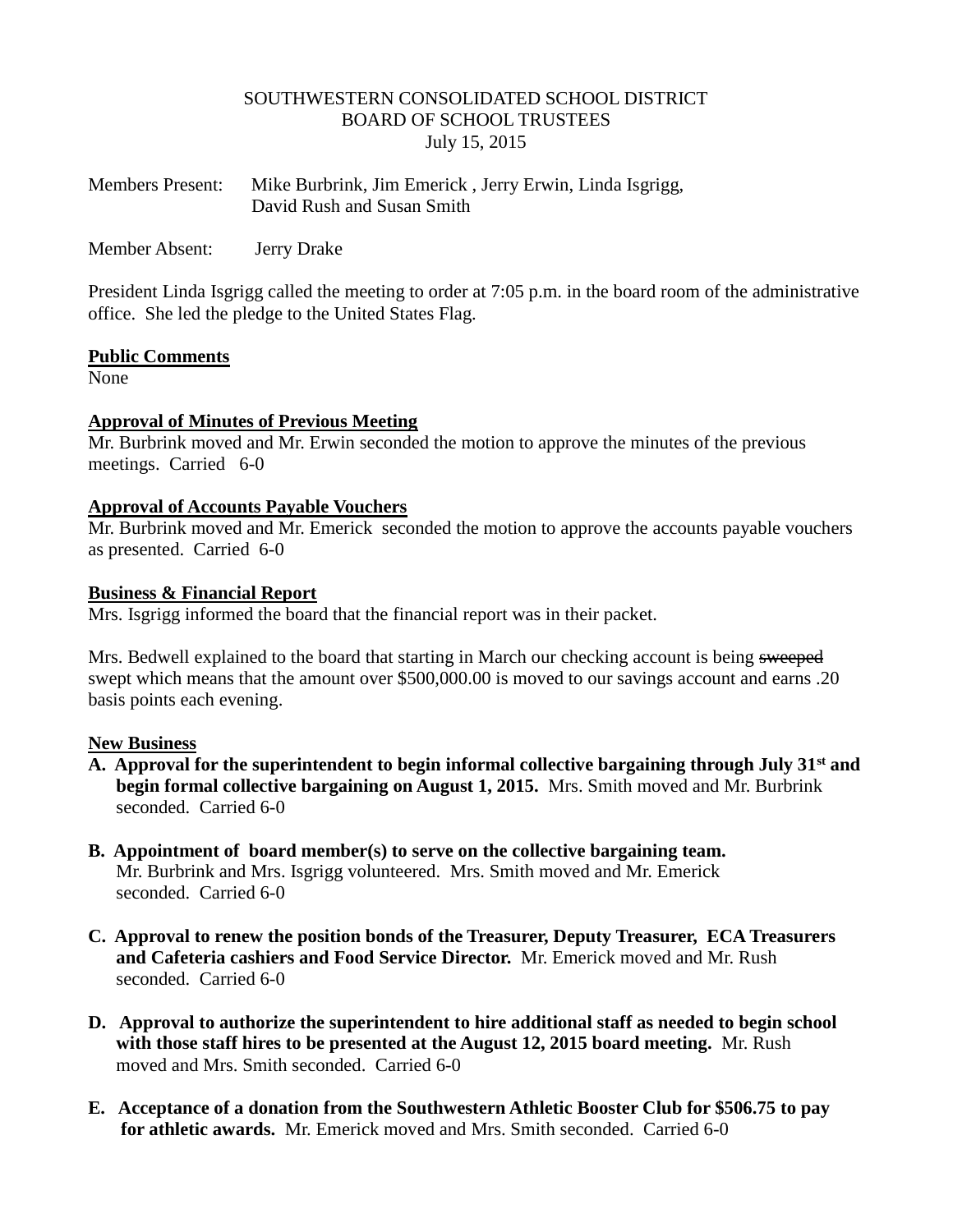SOUTHWESTERN CONSOLIDATED SCHOOL DISTRICT
BOARD OF SCHOOL TRUSTEES
July 15, 2015

Members Present: Mike Burbrink, Jim Emerick , Jerry Erwin, Linda Isgrigg, David Rush and Susan Smith

Member Absent: Jerry Drake

President Linda Isgrigg called the meeting to order at 7:05 p.m. in the board room of the administrative office. She led the pledge to the United States Flag.

**Public Comments**
None

**Approval of Minutes of Previous Meeting**
Mr. Burbrink moved and Mr. Erwin seconded the motion to approve the minutes of the previous meetings. Carried 6-0

**Approval of Accounts Payable Vouchers**
Mr. Burbrink moved and Mr. Emerick seconded the motion to approve the accounts payable vouchers as presented. Carried 6-0

**Business & Financial Report**
Mrs. Isgrigg informed the board that the financial report was in their packet.

Mrs. Bedwell explained to the board that starting in March our checking account is being ~~sweeped~~ swept which means that the amount over $500,000.00 is moved to our savings account and earns .20 basis points each evening.

**New Business**

A. **Approval for the superintendent to begin informal collective bargaining through July 31st and begin formal collective bargaining on August 1, 2015.** Mrs. Smith moved and Mr. Burbrink seconded. Carried 6-0

B. **Appointment of board member(s) to serve on the collective bargaining team.** Mr. Burbrink and Mrs. Isgrigg volunteered. Mrs. Smith moved and Mr. Emerick seconded. Carried 6-0

C. **Approval to renew the position bonds of the Treasurer, Deputy Treasurer, ECA Treasurers and Cafeteria cashiers and Food Service Director.** Mr. Emerick moved and Mr. Rush seconded. Carried 6-0

D. **Approval to authorize the superintendent to hire additional staff as needed to begin school with those staff hires to be presented at the August 12, 2015 board meeting.** Mr. Rush moved and Mrs. Smith seconded. Carried 6-0

E. **Acceptance of a donation from the Southwestern Athletic Booster Club for $506.75 to pay for athletic awards.** Mr. Emerick moved and Mrs. Smith seconded. Carried 6-0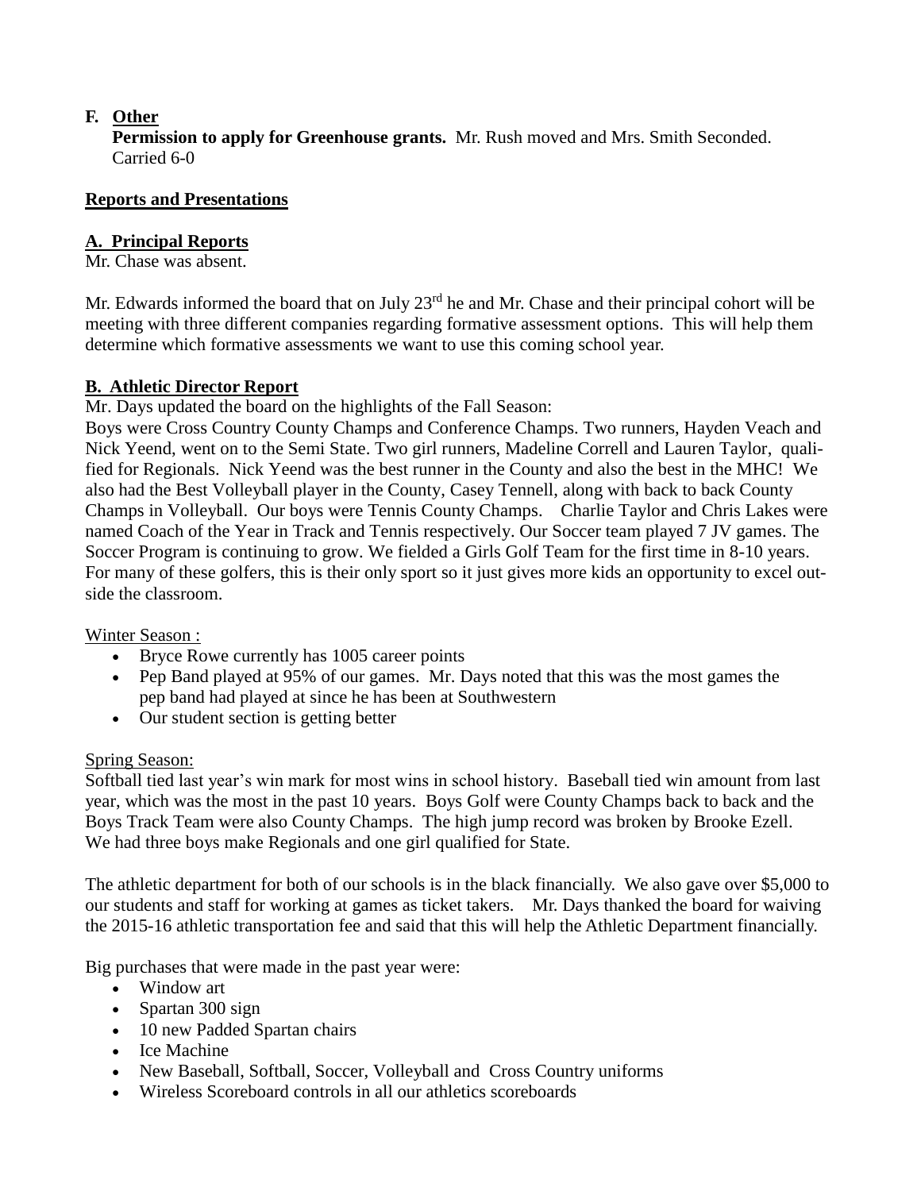**F. Other**

**Permission to apply for Greenhouse grants.** Mr. Rush moved and Mrs. Smith Seconded. Carried 6-0

**Reports and Presentations**

**A. Principal Reports**

Mr. Chase was absent.

Mr. Edwards informed the board that on July 23rd he and Mr. Chase and their principal cohort will be meeting with three different companies regarding formative assessment options. This will help them determine which formative assessments we want to use this coming school year.

**B. Athletic Director Report**

Mr. Days updated the board on the highlights of the Fall Season:

Boys were Cross Country County Champs and Conference Champs. Two runners, Hayden Veach and Nick Yeend, went on to the Semi State. Two girl runners, Madeline Correll and Lauren Taylor, qualified for Regionals. Nick Yeend was the best runner in the County and also the best in the MHC! We also had the Best Volleyball player in the County, Casey Tennell, along with back to back County Champs in Volleyball. Our boys were Tennis County Champs. Charlie Taylor and Chris Lakes were named Coach of the Year in Track and Tennis respectively. Our Soccer team played 7 JV games. The Soccer Program is continuing to grow. We fielded a Girls Golf Team for the first time in 8-10 years. For many of these golfers, this is their only sport so it just gives more kids an opportunity to excel outside the classroom.

Winter Season :

- Bryce Rowe currently has 1005 career points
- Pep Band played at 95% of our games. Mr. Days noted that this was the most games the pep band had played at since he has been at Southwestern
- Our student section is getting better

Spring Season:

Softball tied last year's win mark for most wins in school history. Baseball tied win amount from last year, which was the most in the past 10 years. Boys Golf were County Champs back to back and the Boys Track Team were also County Champs. The high jump record was broken by Brooke Ezell. We had three boys make Regionals and one girl qualified for State.

The athletic department for both of our schools is in the black financially. We also gave over $5,000 to our students and staff for working at games as ticket takers. Mr. Days thanked the board for waiving the 2015-16 athletic transportation fee and said that this will help the Athletic Department financially.

Big purchases that were made in the past year were:

- Window art
- Spartan 300 sign
- 10 new Padded Spartan chairs
- Ice Machine
- New Baseball, Softball, Soccer, Volleyball and Cross Country uniforms
- Wireless Scoreboard controls in all our athletics scoreboards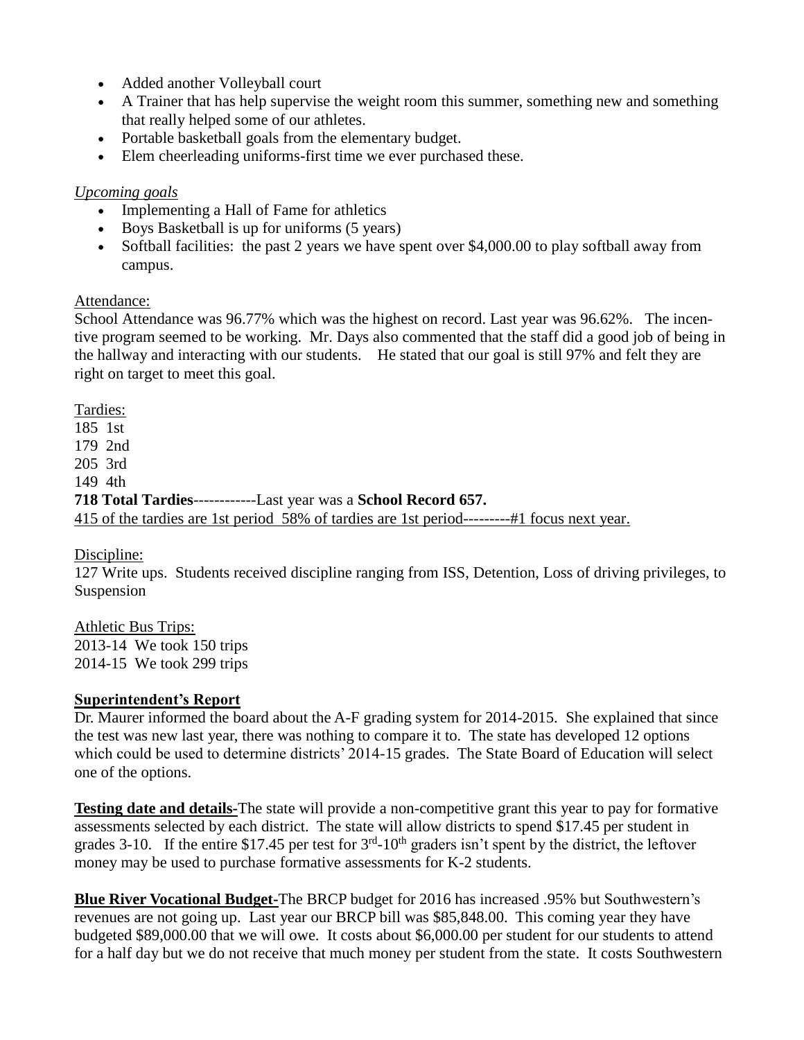- Added another Volleyball court
- A Trainer that has help supervise the weight room this summer, something new and something that really helped some of our athletes.
- Portable basketball goals from the elementary budget.
- Elem cheerleading uniforms-first time we ever purchased these.

*Upcoming goals*

- Implementing a Hall of Fame for athletics
- Boys Basketball is up for uniforms (5 years)
- Softball facilities: the past 2 years we have spent over $4,000.00 to play softball away from campus.

Attendance:

School Attendance was 96.77% which was the highest on record. Last year was 96.62%. The incentive program seemed to be working. Mr. Days also commented that the staff did a good job of being in the hallway and interacting with our students. He stated that our goal is still 97% and felt they are right on target to meet this goal.

Tardies:

185 1st
179 2nd
205 3rd
149 4th

**718 Total Tardies**------------Last year was a **School Record 657.**

415 of the tardies are 1st period 58% of tardies are 1st period---------#1 focus next year.

Discipline:

127 Write ups. Students received discipline ranging from ISS, Detention, Loss of driving privileges, to Suspension

Athletic Bus Trips:

2013-14 We took 150 trips
2014-15 We took 299 trips

**Superintendent's Report**

Dr. Maurer informed the board about the A-F grading system for 2014-2015. She explained that since the test was new last year, there was nothing to compare it to. The state has developed 12 options which could be used to determine districts' 2014-15 grades. The State Board of Education will select one of the options.

**Testing date and details-**The state will provide a non-competitive grant this year to pay for formative assessments selected by each district. The state will allow districts to spend $17.45 per student in grades 3-10. If the entire $17.45 per test for 3rd-10th graders isn't spent by the district, the leftover money may be used to purchase formative assessments for K-2 students.

**Blue River Vocational Budget-**The BRCP budget for 2016 has increased .95% but Southwestern's revenues are not going up. Last year our BRCP bill was $85,848.00. This coming year they have budgeted $89,000.00 that we will owe. It costs about $6,000.00 per student for our students to attend for a half day but we do not receive that much money per student from the state. It costs Southwestern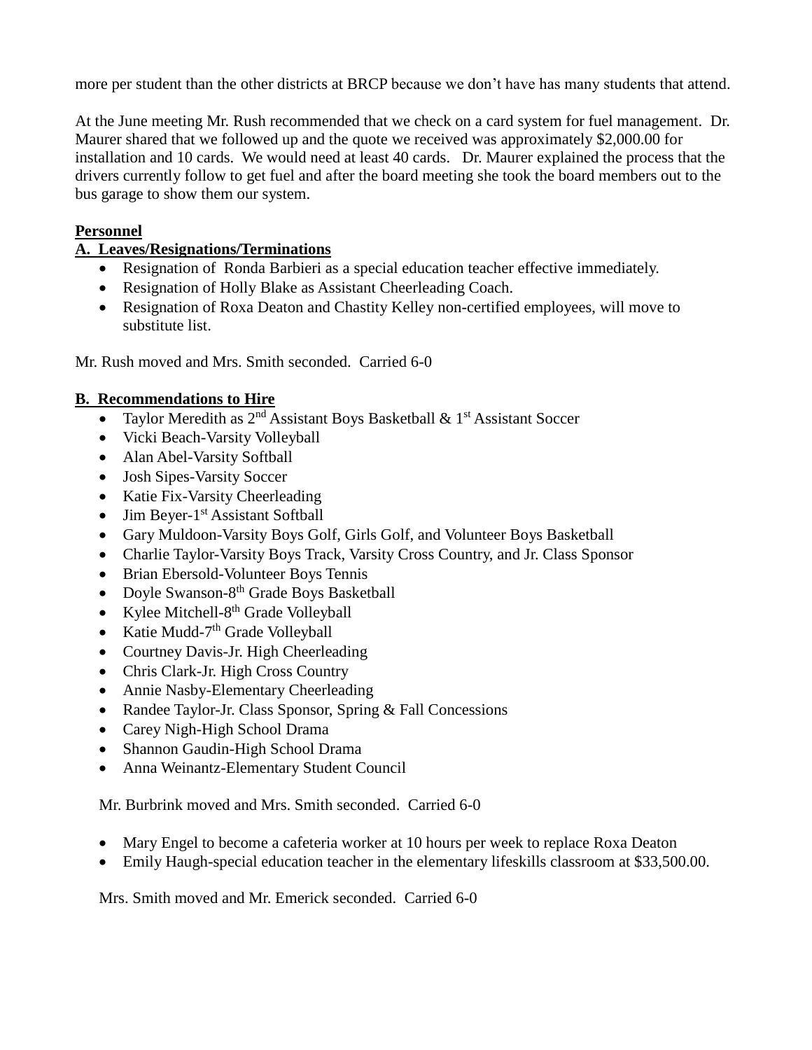more per student than the other districts at BRCP because we don't have has many students that attend.

At the June meeting Mr. Rush recommended that we check on a card system for fuel management. Dr. Maurer shared that we followed up and the quote we received was approximately $2,000.00 for installation and 10 cards. We would need at least 40 cards. Dr. Maurer explained the process that the drivers currently follow to get fuel and after the board meeting she took the board members out to the bus garage to show them our system.

**Personnel**

**A. Leaves/Resignations/Terminations**

- Resignation of Ronda Barbieri as a special education teacher effective immediately.
- Resignation of Holly Blake as Assistant Cheerleading Coach.
- Resignation of Roxa Deaton and Chastity Kelley non-certified employees, will move to substitute list.

Mr. Rush moved and Mrs. Smith seconded. Carried 6-0

**B. Recommendations to Hire**

- Taylor Meredith as 2nd Assistant Boys Basketball & 1st Assistant Soccer
- Vicki Beach-Varsity Volleyball
- Alan Abel-Varsity Softball
- Josh Sipes-Varsity Soccer
- Katie Fix-Varsity Cheerleading
- Jim Beyer-1st Assistant Softball
- Gary Muldoon-Varsity Boys Golf, Girls Golf, and Volunteer Boys Basketball
- Charlie Taylor-Varsity Boys Track, Varsity Cross Country, and Jr. Class Sponsor
- Brian Ebersold-Volunteer Boys Tennis
- Doyle Swanson-8th Grade Boys Basketball
- Kylee Mitchell-8th Grade Volleyball
- Katie Mudd-7th Grade Volleyball
- Courtney Davis-Jr. High Cheerleading
- Chris Clark-Jr. High Cross Country
- Annie Nasby-Elementary Cheerleading
- Randee Taylor-Jr. Class Sponsor, Spring & Fall Concessions
- Carey Nigh-High School Drama
- Shannon Gaudin-High School Drama
- Anna Weinantz-Elementary Student Council

Mr. Burbrink moved and Mrs. Smith seconded. Carried 6-0

- Mary Engel to become a cafeteria worker at 10 hours per week to replace Roxa Deaton
- Emily Haugh-special education teacher in the elementary lifeskills classroom at $33,500.00.

Mrs. Smith moved and Mr. Emerick seconded. Carried 6-0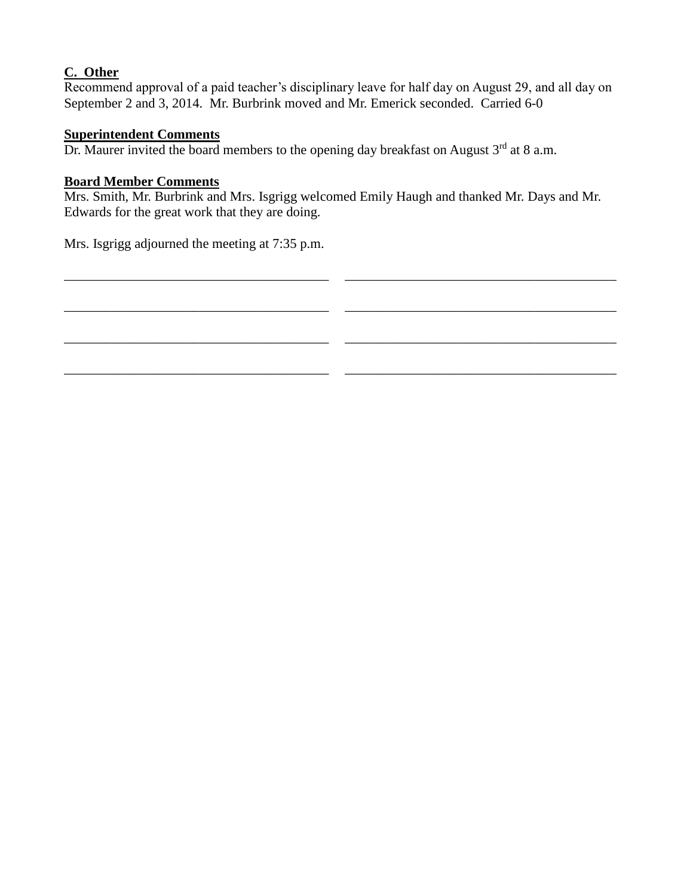**C. Other**

Recommend approval of a paid teacher's disciplinary leave for half day on August 29, and all day on September 2 and 3, 2014. Mr. Burbrink moved and Mr. Emerick seconded. Carried 6-0

**Superintendent Comments**

Dr. Maurer invited the board members to the opening day breakfast on August 3rd at 8 a.m.

**Board Member Comments**

Mrs. Smith, Mr. Burbrink and Mrs. Isgrigg welcomed Emily Haugh and thanked Mr. Days and Mr. Edwards for the great work that they are doing.

Mrs. Isgrigg adjourned the meeting at 7:35 p.m.

\_\_\_\_\_\_\_\_\_\_\_\_\_\_\_\_\_\_\_\_\_\_\_\_\_\_\_\_\_\_\_\_\_\_\_\_\_\_\_\_ \_\_\_\_\_\_\_\_\_\_\_\_\_\_\_\_\_\_\_\_\_\_\_\_\_\_\_\_\_\_\_\_\_\_\_\_\_\_\_\_

\_\_\_\_\_\_\_\_\_\_\_\_\_\_\_\_\_\_\_\_\_\_\_\_\_\_\_\_\_\_\_\_\_\_\_\_\_\_\_\_ \_\_\_\_\_\_\_\_\_\_\_\_\_\_\_\_\_\_\_\_\_\_\_\_\_\_\_\_\_\_\_\_\_\_\_\_\_\_\_\_

\_\_\_\_\_\_\_\_\_\_\_\_\_\_\_\_\_\_\_\_\_\_\_\_\_\_\_\_\_\_\_\_\_\_\_\_\_\_\_\_ \_\_\_\_\_\_\_\_\_\_\_\_\_\_\_\_\_\_\_\_\_\_\_\_\_\_\_\_\_\_\_\_\_\_\_\_\_\_\_\_

\_\_\_\_\_\_\_\_\_\_\_\_\_\_\_\_\_\_\_\_\_\_\_\_\_\_\_\_\_\_\_\_\_\_\_\_\_\_\_\_ \_\_\_\_\_\_\_\_\_\_\_\_\_\_\_\_\_\_\_\_\_\_\_\_\_\_\_\_\_\_\_\_\_\_\_\_\_\_\_\_